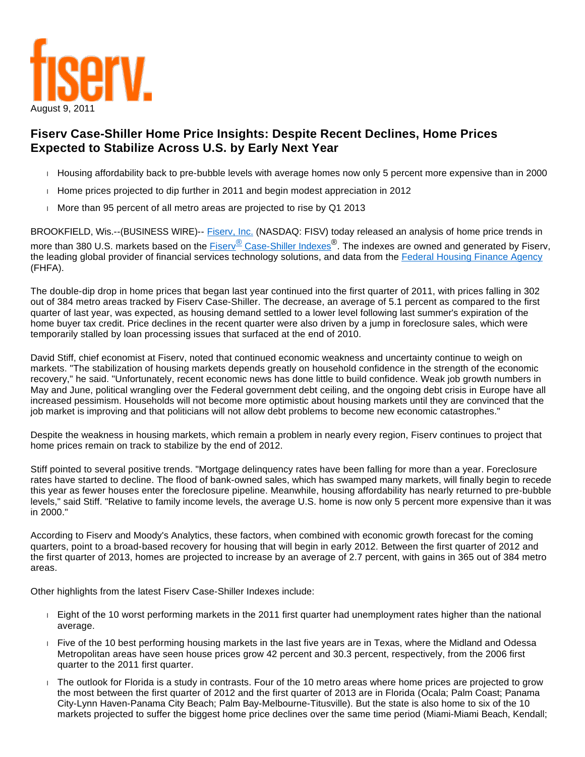fiserv.

August 9, 2011

# Fiserv Case-Shiller Home Price Insights: Despite Recent Declines, Home Prices Expected to Stabilize Across U.S. by Early Next Year

- Housing affordability back to pre-bubble levels with average homes now only 5 percent more expensive than in 2000
- Home prices projected to dip further in 2011 and begin modest appreciation in 2012
- More than 95 percent of all metro areas are projected to rise by Q1 2013

BROOKFIELD, Wis.--(BUSINESS WIRE)-- Fiserv, Inc. (NASDAQ: FISV) today released an analysis of home price trends in more than 380 U.S. markets based on the Fiserv® Case-Shiller Indexes®. The indexes are owned and generated by Fiserv, the leading global provider of financial services technology solutions, and data from the Federal Housing Finance Agency (FHFA).

The double-dip drop in home prices that began last year continued into the first quarter of 2011, with prices falling in 302 out of 384 metro areas tracked by Fiserv Case-Shiller. The decrease, an average of 5.1 percent as compared to the first quarter of last year, was expected, as housing demand settled to a lower level following last summer's expiration of the home buyer tax credit. Price declines in the recent quarter were also driven by a jump in foreclosure sales, which were temporarily stalled by loan processing issues that surfaced at the end of 2010.

David Stiff, chief economist at Fiserv, noted that continued economic weakness and uncertainty continue to weigh on markets. "The stabilization of housing markets depends greatly on household confidence in the strength of the economic recovery," he said. "Unfortunately, recent economic news has done little to build confidence. Weak job growth numbers in May and June, political wrangling over the Federal government debt ceiling, and the ongoing debt crisis in Europe have all increased pessimism. Households will not become more optimistic about housing markets until they are convinced that the job market is improving and that politicians will not allow debt problems to become new economic catastrophes."

Despite the weakness in housing markets, which remain a problem in nearly every region, Fiserv continues to project that home prices remain on track to stabilize by the end of 2012.

Stiff pointed to several positive trends. "Mortgage delinquency rates have been falling for more than a year. Foreclosure rates have started to decline. The flood of bank-owned sales, which has swamped many markets, will finally begin to recede this year as fewer houses enter the foreclosure pipeline. Meanwhile, housing affordability has nearly returned to pre-bubble levels," said Stiff. "Relative to family income levels, the average U.S. home is now only 5 percent more expensive than it was in 2000."

According to Fiserv and Moody's Analytics, these factors, when combined with economic growth forecast for the coming quarters, point to a broad-based recovery for housing that will begin in early 2012. Between the first quarter of 2012 and the first quarter of 2013, homes are projected to increase by an average of 2.7 percent, with gains in 365 out of 384 metro areas.

Other highlights from the latest Fiserv Case-Shiller Indexes include:

- Eight of the 10 worst performing markets in the 2011 first quarter had unemployment rates higher than the national average.
- Five of the 10 best performing housing markets in the last five years are in Texas, where the Midland and Odessa Metropolitan areas have seen house prices grow 42 percent and 30.3 percent, respectively, from the 2006 first quarter to the 2011 first quarter.
- The outlook for Florida is a study in contrasts. Four of the 10 metro areas where home prices are projected to grow the most between the first quarter of 2012 and the first quarter of 2013 are in Florida (Ocala; Palm Coast; Panama City-Lynn Haven-Panama City Beach; Palm Bay-Melbourne-Titusville). But the state is also home to six of the 10 markets projected to suffer the biggest home price declines over the same time period (Miami-Miami Beach, Kendall;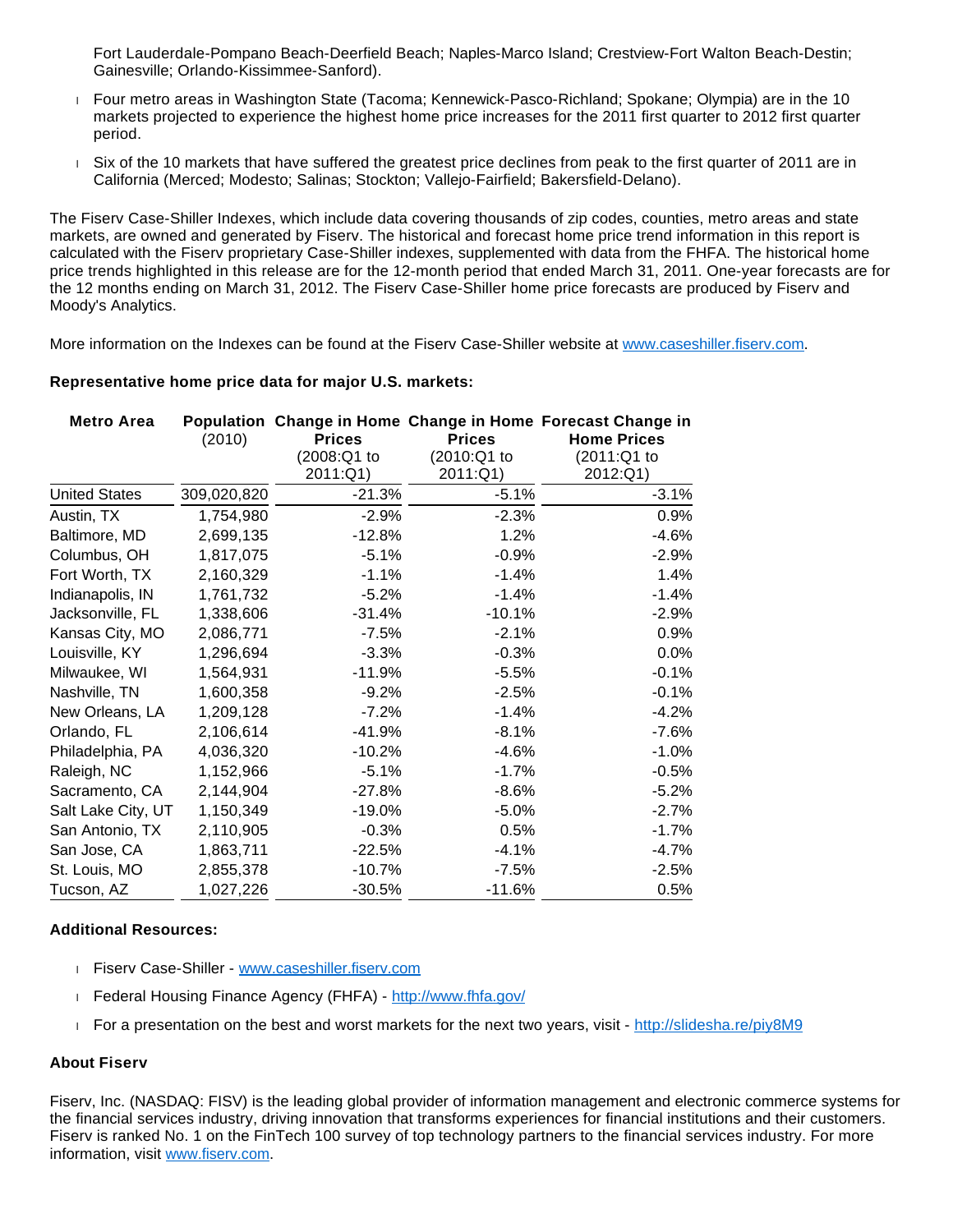Fort Lauderdale-Pompano Beach-Deerfield Beach; Naples-Marco Island; Crestview-Fort Walton Beach-Destin; Gainesville; Orlando-Kissimmee-Sanford).

- Four metro areas in Washington State (Tacoma; Kennewick-Pasco-Richland; Spokane; Olympia) are in the 10 markets projected to experience the highest home price increases for the 2011 first quarter to 2012 first quarter period.
- Six of the 10 markets that have suffered the greatest price declines from peak to the first quarter of 2011 are in California (Merced; Modesto; Salinas; Stockton; Vallejo-Fairfield; Bakersfield-Delano).

The Fiserv Case-Shiller Indexes, which include data covering thousands of zip codes, counties, metro areas and state markets, are owned and generated by Fiserv. The historical and forecast home price trend information in this report is calculated with the Fiserv proprietary Case-Shiller indexes, supplemented with data from the FHFA. The historical home price trends highlighted in this release are for the 12-month period that ended March 31, 2011. One-year forecasts are for the 12 months ending on March 31, 2012. The Fiserv Case-Shiller home price forecasts are produced by Fiserv and Moody's Analytics.

More information on the Indexes can be found at the Fiserv Case-Shiller website at www.caseshiller.fiserv.com.

**Representative home price data for major U.S. markets:**

| Metro Area | Population (2010) | Change in Home Prices (2008:Q1 to 2011:Q1) | Change in Home Prices (2010:Q1 to 2011:Q1) | Forecast Change in Home Prices (2011:Q1 to 2012:Q1) |
|---|---|---|---|---|
| United States | 309,020,820 | -21.3% | -5.1% | -3.1% |
| Austin, TX | 1,754,980 | -2.9% | -2.3% | 0.9% |
| Baltimore, MD | 2,699,135 | -12.8% | 1.2% | -4.6% |
| Columbus, OH | 1,817,075 | -5.1% | -0.9% | -2.9% |
| Fort Worth, TX | 2,160,329 | -1.1% | -1.4% | 1.4% |
| Indianapolis, IN | 1,761,732 | -5.2% | -1.4% | -1.4% |
| Jacksonville, FL | 1,338,606 | -31.4% | -10.1% | -2.9% |
| Kansas City, MO | 2,086,771 | -7.5% | -2.1% | 0.9% |
| Louisville, KY | 1,296,694 | -3.3% | -0.3% | 0.0% |
| Milwaukee, WI | 1,564,931 | -11.9% | -5.5% | -0.1% |
| Nashville, TN | 1,600,358 | -9.2% | -2.5% | -0.1% |
| New Orleans, LA | 1,209,128 | -7.2% | -1.4% | -4.2% |
| Orlando, FL | 2,106,614 | -41.9% | -8.1% | -7.6% |
| Philadelphia, PA | 4,036,320 | -10.2% | -4.6% | -1.0% |
| Raleigh, NC | 1,152,966 | -5.1% | -1.7% | -0.5% |
| Sacramento, CA | 2,144,904 | -27.8% | -8.6% | -5.2% |
| Salt Lake City, UT | 1,150,349 | -19.0% | -5.0% | -2.7% |
| San Antonio, TX | 2,110,905 | -0.3% | 0.5% | -1.7% |
| San Jose, CA | 1,863,711 | -22.5% | -4.1% | -4.7% |
| St. Louis, MO | 2,855,378 | -10.7% | -7.5% | -2.5% |
| Tucson, AZ | 1,027,226 | -30.5% | -11.6% | 0.5% |

**Additional Resources:**

- Fiserv Case-Shiller - www.caseshiller.fiserv.com
- Federal Housing Finance Agency (FHFA) - http://www.fhfa.gov/
- For a presentation on the best and worst markets for the next two years, visit - http://slidesha.re/piy8M9

**About Fiserv**

Fiserv, Inc. (NASDAQ: FISV) is the leading global provider of information management and electronic commerce systems for the financial services industry, driving innovation that transforms experiences for financial institutions and their customers. Fiserv is ranked No. 1 on the FinTech 100 survey of top technology partners to the financial services industry. For more information, visit www.fiserv.com.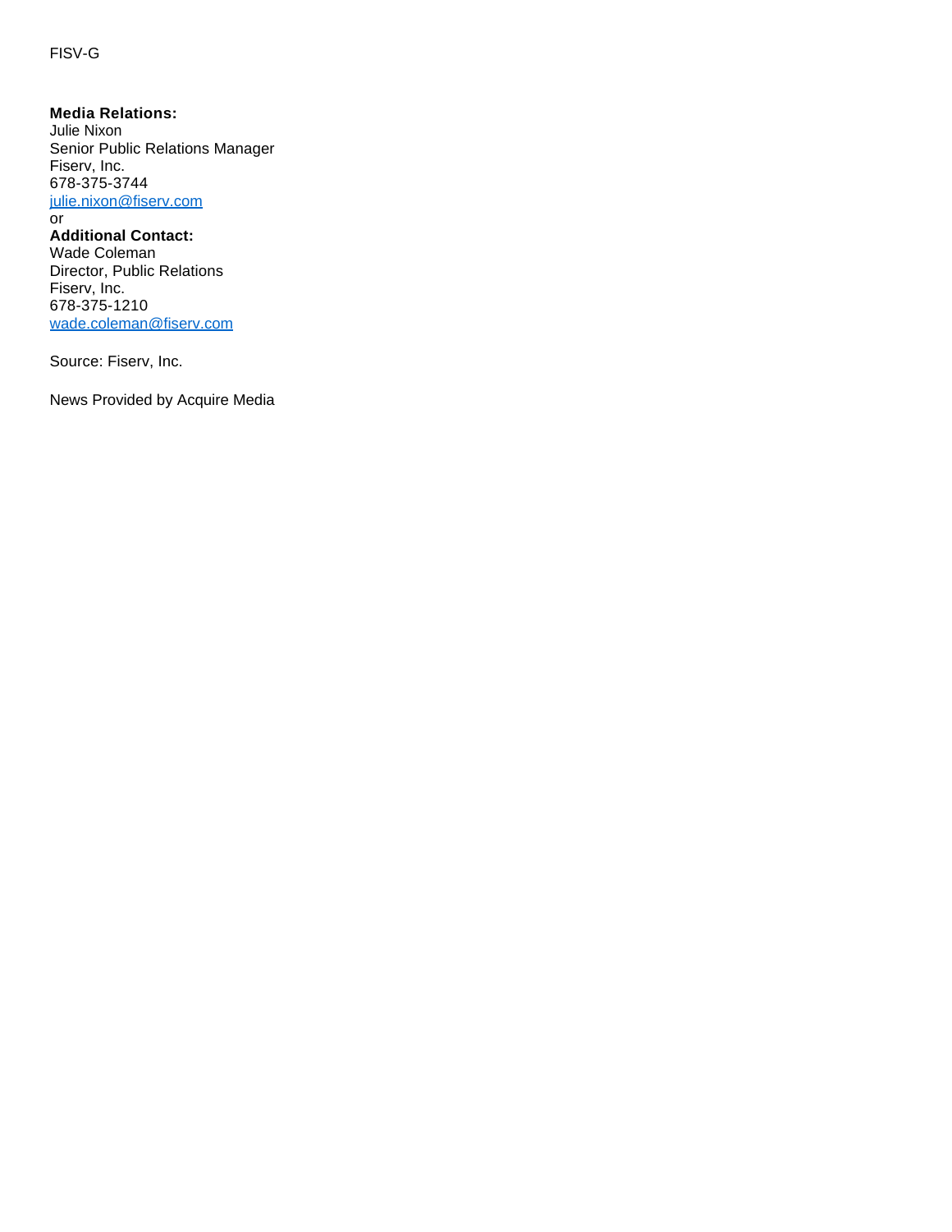FISV-G

**Media Relations:**
Julie Nixon
Senior Public Relations Manager
Fiserv, Inc.
678-375-3744
julie.nixon@fiserv.com
or
**Additional Contact:**
Wade Coleman
Director, Public Relations
Fiserv, Inc.
678-375-1210
wade.coleman@fiserv.com

Source: Fiserv, Inc.

News Provided by Acquire Media